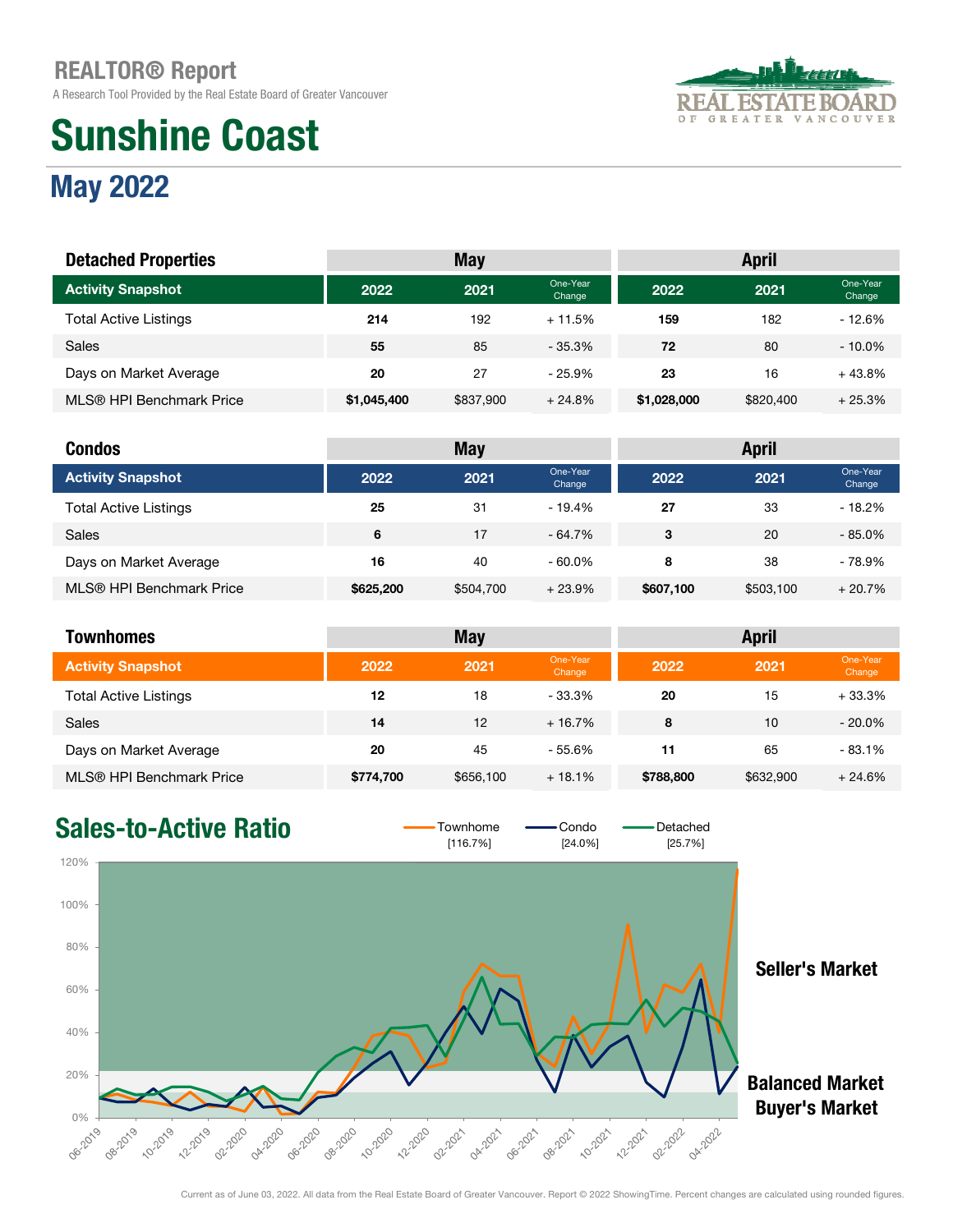# REALTOR® Report

A Research Tool Provided by the Real Estate Board of Greater Vancouver

# Sunshine Coast

## May 2022

| Detached Properties | May | | | April | | |
|---|---|---|---|---|---|---|
| **Activity Snapshot** | **2022** | **2021** | **One-Year Change** | **2022** | **2021** | **One-Year Change** |
| Total Active Listings | **214** | 192 | + 11.5% | **159** | 182 | - 12.6% |
| Sales | **55** | 85 | - 35.3% | **72** | 80 | - 10.0% |
| Days on Market Average | **20** | 27 | - 25.9% | **23** | 16 | + 43.8% |
| MLS® HPI Benchmark Price | **$1,045,400** | $837,900 | + 24.8% | **$1,028,000** | $820,400 | + 25.3% |

| Condos | May | | | April | | |
|---|---|---|---|---|---|---|
| **Activity Snapshot** | **2022** | **2021** | **One-Year Change** | **2022** | **2021** | **One-Year Change** |
| Total Active Listings | **25** | 31 | - 19.4% | **27** | 33 | - 18.2% |
| Sales | **6** | 17 | - 64.7% | **3** | 20 | - 85.0% |
| Days on Market Average | **16** | 40 | - 60.0% | **8** | 38 | - 78.9% |
| MLS® HPI Benchmark Price | **$625,200** | $504,700 | + 23.9% | **$607,100** | $503,100 | + 20.7% |

| Townhomes | May | | | April | | |
|---|---|---|---|---|---|---|
| **Activity Snapshot** | **2022** | **2021** | **One-Year Change** | **2022** | **2021** | **One-Year Change** |
| Total Active Listings | **12** | 18 | - 33.3% | **20** | 15 | + 33.3% |
| Sales | **14** | 12 | + 16.7% | **8** | 10 | - 20.0% |
| Days on Market Average | **20** | 45 | - 55.6% | **11** | 65 | - 83.1% |
| MLS® HPI Benchmark Price | **$774,700** | $656,100 | + 18.1% | **$788,800** | $632,900 | + 24.6% |

## Sales-to-Active Ratio

Townhome [116.7%] | Condo [24.0%] | Detached [25.7%]

Seller's Market

Balanced Market

Buyer's Market

Current as of June 03, 2022. All data from the Real Estate Board of Greater Vancouver. Report © 2022 ShowingTime. Percent changes are calculated using rounded figures.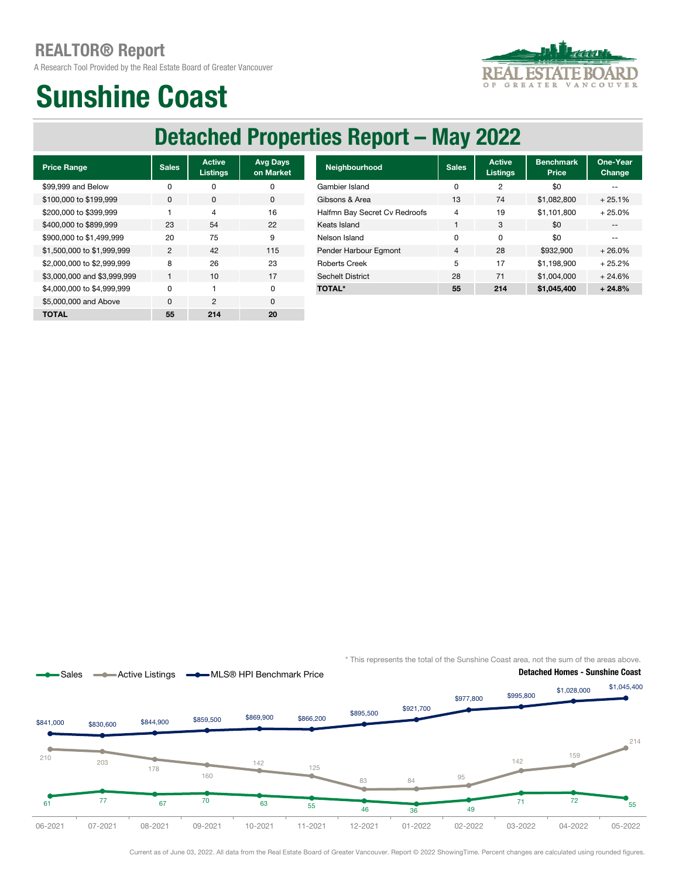# REALTOR® Report

A Research Tool Provided by the Real Estate Board of Greater Vancouver

# Sunshine Coast

## Detached Properties Report – May 2022

| Price Range | Sales | Active Listings | Avg Days on Market |
|---|---|---|---|
| $99,999 and Below | 0 | 0 | 0 |
| $100,000 to $199,999 | 0 | 0 | 0 |
| $200,000 to $399,999 | 1 | 4 | 16 |
| $400,000 to $899,999 | 23 | 54 | 22 |
| $900,000 to $1,499,999 | 20 | 75 | 9 |
| $1,500,000 to $1,999,999 | 2 | 42 | 115 |
| $2,000,000 to $2,999,999 | 8 | 26 | 23 |
| $3,000,000 and $3,999,999 | 1 | 10 | 17 |
| $4,000,000 to $4,999,999 | 0 | 1 | 0 |
| $5,000,000 and Above | 0 | 2 | 0 |
| **TOTAL** | **55** | **214** | **20** |

| Neighbourhood | Sales | Active Listings | Benchmark Price | One-Year Change |
|---|---|---|---|---|
| Gambier Island | 0 | 2 | $0 | -- |
| Gibsons & Area | 13 | 74 | $1,082,800 | + 25.1% |
| Halfmn Bay Secret Cv Redroofs | 4 | 19 | $1,101,800 | + 25.0% |
| Keats Island | 1 | 3 | $0 | -- |
| Nelson Island | 0 | 0 | $0 | -- |
| Pender Harbour Egmont | 4 | 28 | $932,900 | + 26.0% |
| Roberts Creek | 5 | 17 | $1,198,900 | + 25.2% |
| Sechelt District | 28 | 71 | $1,004,000 | + 24.6% |
| **TOTAL*** | **55** | **214** | **$1,045,400** | **+ 24.8%** |

\* This represents the total of the Sunshine Coast area, not the sum of the areas above.

**Detached Homes - Sunshine Coast**

| Month | Sales | Active Listings | MLS® HPI Benchmark Price |
|---|---|---|---|
| 06-2021 | 61 | 210 | $841,000 |
| 07-2021 | 77 | 203 | $830,600 |
| 08-2021 | 67 | 178 | $844,900 |
| 09-2021 | 70 | 160 | $859,500 |
| 10-2021 | 63 | 142 | $869,900 |
| 11-2021 | 55 | 125 | $866,200 |
| 12-2021 | 46 | 83 | $895,500 |
| 01-2022 | 36 | 84 | $921,700 |
| 02-2022 | 49 | 95 | $977,800 |
| 03-2022 | 71 | 142 | $995,800 |
| 04-2022 | 72 | 159 | $1,028,000 |
| 05-2022 | 55 | 214 | $1,045,400 |

Current as of June 03, 2022. All data from the Real Estate Board of Greater Vancouver. Report © 2022 ShowingTime. Percent changes are calculated using rounded figures.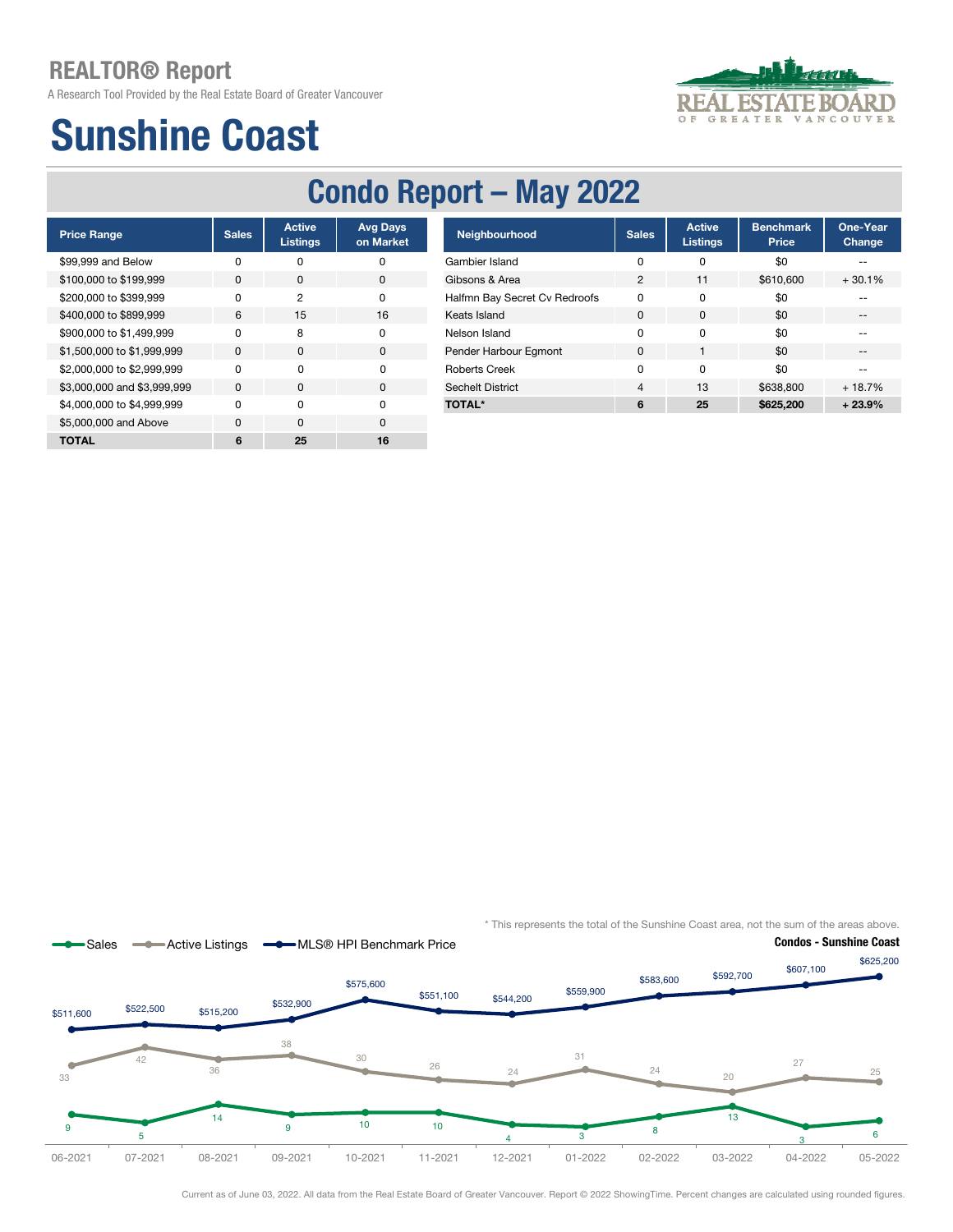## REALTOR® Report

A Research Tool Provided by the Real Estate Board of Greater Vancouver

# Sunshine Coast

## Condo Report – May 2022

| Price Range | Sales | Active Listings | Avg Days on Market |
|---|---|---|---|
| $99,999 and Below | 0 | 0 | 0 |
| $100,000 to $199,999 | 0 | 0 | 0 |
| $200,000 to $399,999 | 0 | 2 | 0 |
| $400,000 to $899,999 | 6 | 15 | 16 |
| $900,000 to $1,499,999 | 0 | 8 | 0 |
| $1,500,000 to $1,999,999 | 0 | 0 | 0 |
| $2,000,000 to $2,999,999 | 0 | 0 | 0 |
| $3,000,000 and $3,999,999 | 0 | 0 | 0 |
| $4,000,000 to $4,999,999 | 0 | 0 | 0 |
| $5,000,000 and Above | 0 | 0 | 0 |
| **TOTAL** | **6** | **25** | **16** |

| Neighbourhood | Sales | Active Listings | Benchmark Price | One-Year Change |
|---|---|---|---|---|
| Gambier Island | 0 | 0 | $0 | -- |
| Gibsons & Area | 2 | 11 | $610,600 | + 30.1% |
| Halfmn Bay Secret Cv Redroofs | 0 | 0 | $0 | -- |
| Keats Island | 0 | 0 | $0 | -- |
| Nelson Island | 0 | 0 | $0 | -- |
| Pender Harbour Egmont | 0 | 1 | $0 | -- |
| Roberts Creek | 0 | 0 | $0 | -- |
| Sechelt District | 4 | 13 | $638,800 | + 18.7% |
| **TOTAL*** | **6** | **25** | **$625,200** | **+ 23.9%** |

\* This represents the total of the Sunshine Coast area, not the sum of the areas above.

**Condos - Sunshine Coast**

| | 06-2021 | 07-2021 | 08-2021 | 09-2021 | 10-2021 | 11-2021 | 12-2021 | 01-2022 | 02-2022 | 03-2022 | 04-2022 | 05-2022 |
|---|---|---|---|---|---|---|---|---|---|---|---|---|
| Sales | 9 | 5 | 14 | 9 | 10 | 10 | 4 | 3 | 8 | 13 | 3 | 6 |
| Active Listings | 33 | 42 | 36 | 38 | 30 | 26 | 24 | 31 | 24 | 20 | 27 | 25 |
| MLS® HPI Benchmark Price | $511,600 | $522,500 | $515,200 | $532,900 | $575,600 | $551,100 | $544,200 | $559,900 | $583,600 | $592,700 | $607,100 | $625,200 |

Current as of June 03, 2022. All data from the Real Estate Board of Greater Vancouver. Report © 2022 ShowingTime. Percent changes are calculated using rounded figures.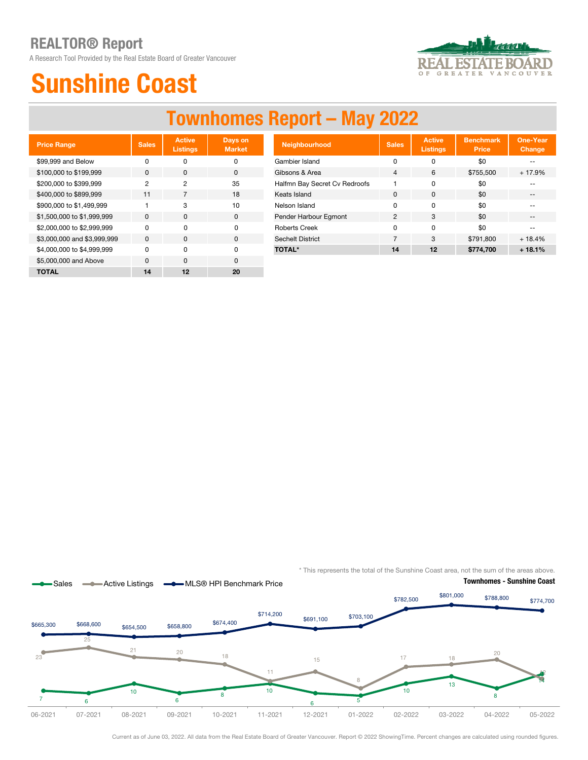# REALTOR® Report

A Research Tool Provided by the Real Estate Board of Greater Vancouver

# Sunshine Coast

## Townhomes Report – May 2022

| Price Range | Sales | Active Listings | Days on Market |
|---|---|---|---|
| $99,999 and Below | 0 | 0 | 0 |
| $100,000 to $199,999 | 0 | 0 | 0 |
| $200,000 to $399,999 | 2 | 2 | 35 |
| $400,000 to $899,999 | 11 | 7 | 18 |
| $900,000 to $1,499,999 | 1 | 3 | 10 |
| $1,500,000 to $1,999,999 | 0 | 0 | 0 |
| $2,000,000 to $2,999,999 | 0 | 0 | 0 |
| $3,000,000 and $3,999,999 | 0 | 0 | 0 |
| $4,000,000 to $4,999,999 | 0 | 0 | 0 |
| $5,000,000 and Above | 0 | 0 | 0 |
| **TOTAL** | **14** | **12** | **20** |

| Neighbourhood | Sales | Active Listings | Benchmark Price | One-Year Change |
|---|---|---|---|---|
| Gambier Island | 0 | 0 | $0 | -- |
| Gibsons & Area | 4 | 6 | $755,500 | + 17.9% |
| Halfmn Bay Secret Cv Redroofs | 1 | 0 | $0 | -- |
| Keats Island | 0 | 0 | $0 | -- |
| Nelson Island | 0 | 0 | $0 | -- |
| Pender Harbour Egmont | 2 | 3 | $0 | -- |
| Roberts Creek | 0 | 0 | $0 | -- |
| Sechelt District | 7 | 3 | $791,800 | + 18.4% |
| **TOTAL*** | **14** | **12** | **$774,700** | **+ 18.1%** |

* This represents the total of the Sunshine Coast area, not the sum of the areas above.

**Townhomes - Sunshine Coast**

| Month | Sales | Active Listings | MLS® HPI Benchmark Price |
|---|---|---|---|
| 06-2021 | 7 | 23 | $665,300 |
| 07-2021 | 6 | 25 | $668,600 |
| 08-2021 | 10 | 21 | $654,500 |
| 09-2021 | 6 | 20 | $658,800 |
| 10-2021 | 8 | 18 | $674,400 |
| 11-2021 | 10 | 11 | $714,200 |
| 12-2021 | 6 | 15 | $691,100 |
| 01-2022 | 5 | 8 | $703,100 |
| 02-2022 | 10 | 17 | $782,500 |
| 03-2022 | 13 | 18 | $801,000 |
| 04-2022 | 8 | 20 | $788,800 |
| 05-2022 | 14 | 12 | $774,700 |

Current as of June 03, 2022. All data from the Real Estate Board of Greater Vancouver. Report © 2022 ShowingTime. Percent changes are calculated using rounded figures.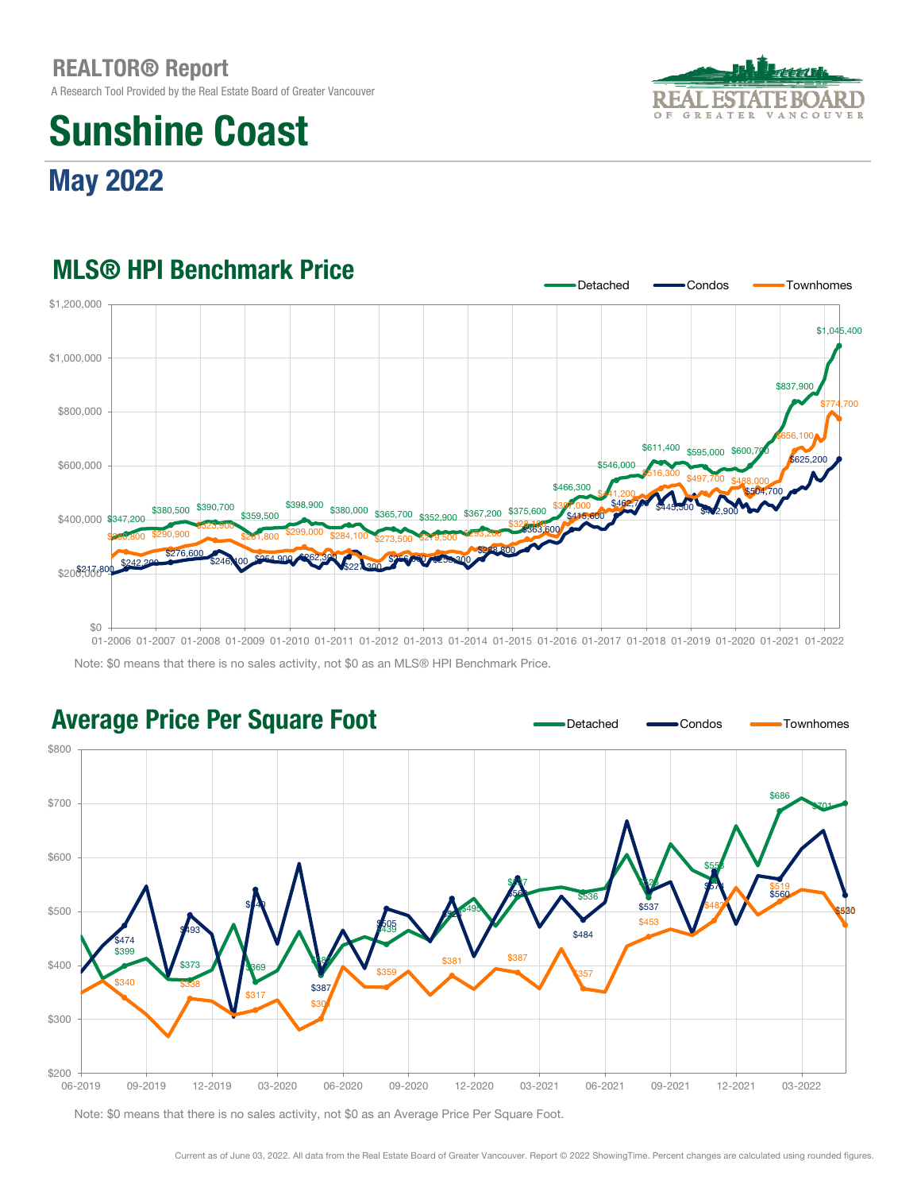REALTOR® Report

A Research Tool Provided by the Real Estate Board of Greater Vancouver

REAL ESTATE BOARD OF GREATER VANCOUVER

# Sunshine Coast

## May 2022

## MLS® HPI Benchmark Price

Detached
Condos
Townhomes

$1,200,000
$1,000,000
$800,000
$600,000
$400,000
$200,000
$0

01-2006 01-2007 01-2008 01-2009 01-2010 01-2011 01-2012 01-2013 01-2014 01-2015 01-2016 01-2017 01-2018 01-2019 01-2020 01-2021 01-2022

$347,200 $380,500 $390,700 $359,500 $398,900 $380,000 $365,700 $352,900 $367,200 $375,600 $466,300 $546,000 $611,400 $595,000 $600,700 $837,900 $1,045,400

$280,800 $290,900 $323,900 $281,800 $299,000 $284,100 $273,500 $279,500 $293,200 $328,100 $387,000 $441,200 $516,300 $497,700 $488,000 $656,100 $774,700

$217,800 $242,200 $276,600 $246,400 $254,900 $262,300 $227,300 $256,000 $253,300 $288,800 $363,600 $415,600 $462,700 $449,300 $442,900 $504,700 $625,200

Note: $0 means that there is no sales activity, not $0 as an MLS® HPI Benchmark Price.

## Average Price Per Square Foot

Detached
Condos
Townhomes

$800
$700
$600
$500
$400
$300
$200

06-2019 09-2019 12-2019 03-2020 06-2020 09-2020 12-2020 03-2021 06-2021 09-2021 12-2021 03-2022

$474 $399 $340 $493 $373 $338 $369 $317 $540 $387 $301 $505 $439 $359 $495 $381 $557 $565 $387 $536 $484 $357 $537 $529 $453 $553 $574 $483 $686 $560 $519 $701 $530 $480

Note: $0 means that there is no sales activity, not $0 as an Average Price Per Square Foot.

Current as of June 03, 2022. All data from the Real Estate Board of Greater Vancouver. Report © 2022 ShowingTime. Percent changes are calculated using rounded figures.